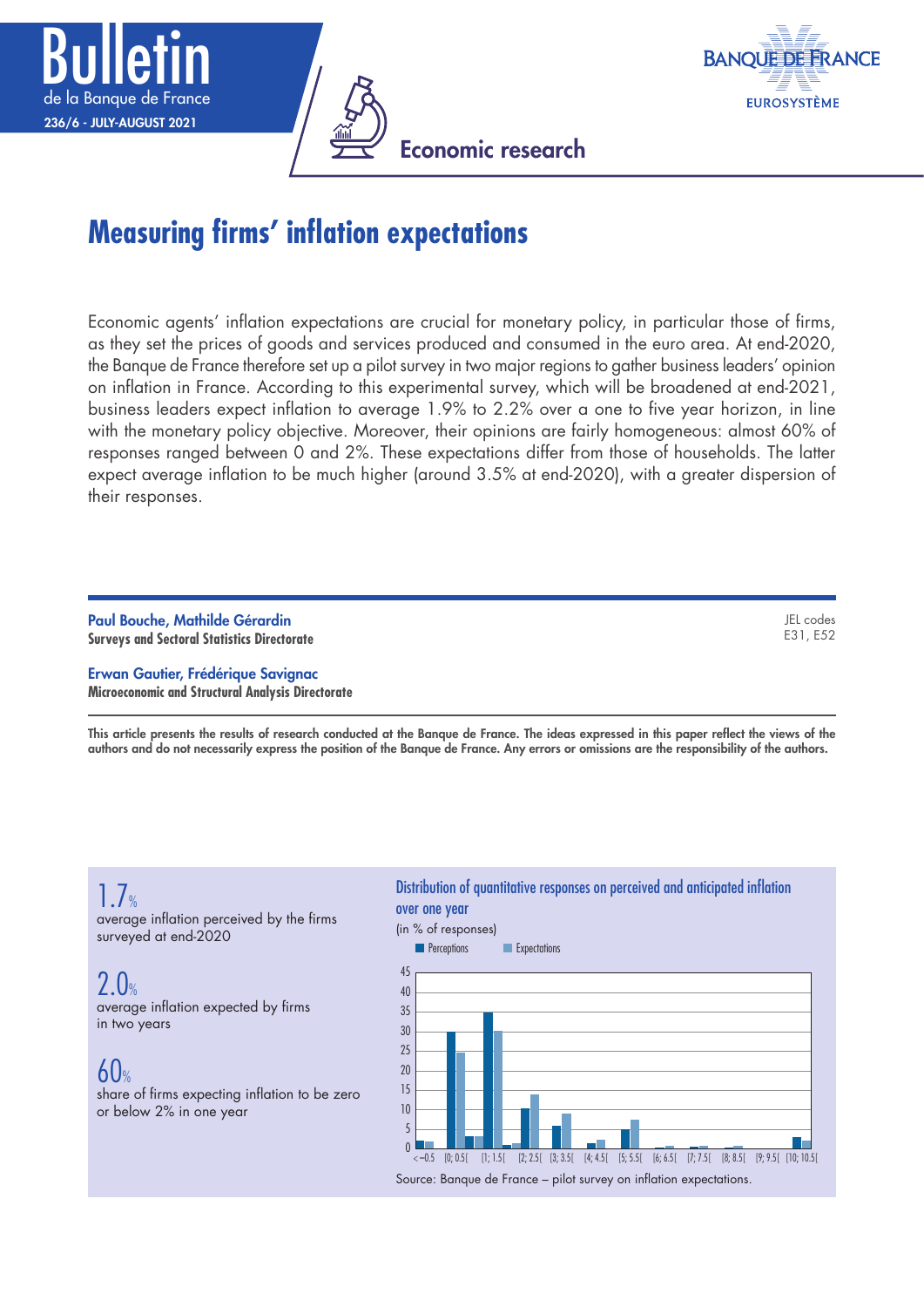# Measuring firms' inflation expectations

Economic agents' inflation expectations are crucial for monetary policy, in particular those of firms, as they set the prices of goods and services produced and consumed in the euro area. At end-2020, the Banque de France therefore set up a pilot survey in two major regions to gather business leaders' opinion on inflation in France. According to this experimental survey, which will be broadened at end-2021, business leaders expect inflation to average 1.9% to 2.2% over a one to five year horizon, in line with the monetary policy objective. Moreover, their opinions are fairly homogeneous: almost 60% of responses ranged between 0 and 2%. These expectations differ from those of households. The latter expect average inflation to be much higher (around 3.5% at end-2020), with a greater dispersion of their responses.

**Paul Bouche, Mathilde Gérardin**
**Surveys and Sectoral Statistics Directorate**

**Erwan Gautier, Frédérique Savignac**
**Microeconomic and Structural Analysis Directorate**

JEL codes
E31, E52

**This article presents the results of research conducted at the Banque de France. The ideas expressed in this paper reflect the views of the authors and do not necessarily express the position of the Banque de France. Any errors or omissions are the responsibility of the authors.**

**1.7%**
average inflation perceived by the firms surveyed at end-2020

**2.0%**
average inflation expected by firms in two years

**60%**
share of firms expecting inflation to be zero or below 2% in one year

Distribution of quantitative responses on perceived and anticipated inflation over one year

(in % of responses)

Source: Banque de France – pilot survey on inflation expectations.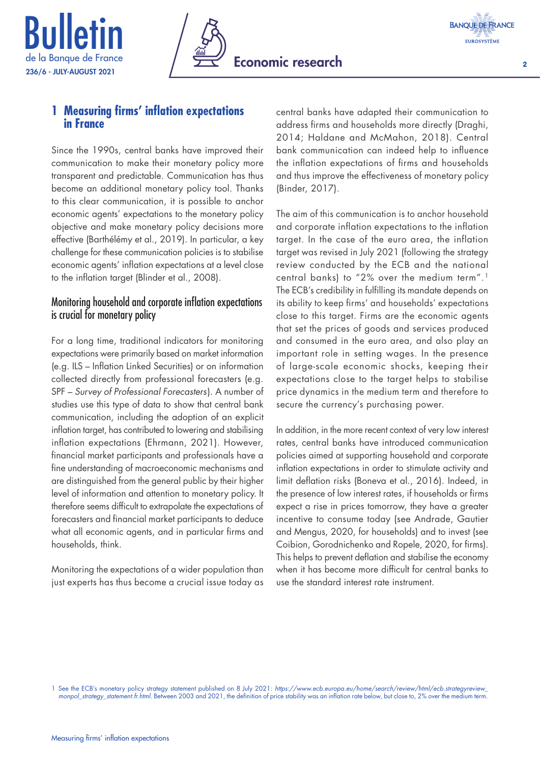# 1 Measuring firms' inflation expectations in France

Since the 1990s, central banks have improved their communication to make their monetary policy more transparent and predictable. Communication has thus become an additional monetary policy tool. Thanks to this clear communication, it is possible to anchor economic agents' expectations to the monetary policy objective and make monetary policy decisions more effective (Barthélémy et al., 2019). In particular, a key challenge for these communication policies is to stabilise economic agents' inflation expectations at a level close to the inflation target (Blinder et al., 2008).

## Monitoring household and corporate inflation expectations is crucial for monetary policy

For a long time, traditional indicators for monitoring expectations were primarily based on market information (e.g. ILS – Inflation Linked Securities) or on information collected directly from professional forecasters (e.g. SPF – *Survey of Professional Forecasters*). A number of studies use this type of data to show that central bank communication, including the adoption of an explicit inflation target, has contributed to lowering and stabilising inflation expectations (Ehrmann, 2021). However, financial market participants and professionals have a fine understanding of macroeconomic mechanisms and are distinguished from the general public by their higher level of information and attention to monetary policy. It therefore seems difficult to extrapolate the expectations of forecasters and financial market participants to deduce what all economic agents, and in particular firms and households, think.

Monitoring the expectations of a wider population than just experts has thus become a crucial issue today as central banks have adapted their communication to address firms and households more directly (Draghi, 2014; Haldane and McMahon, 2018). Central bank communication can indeed help to influence the inflation expectations of firms and households and thus improve the effectiveness of monetary policy (Binder, 2017).

The aim of this communication is to anchor household and corporate inflation expectations to the inflation target. In the case of the euro area, the inflation target was revised in July 2021 (following the strategy review conducted by the ECB and the national central banks) to "2% over the medium term".[1] The ECB's credibility in fulfilling its mandate depends on its ability to keep firms' and households' expectations close to this target. Firms are the economic agents that set the prices of goods and services produced and consumed in the euro area, and also play an important role in setting wages. In the presence of large-scale economic shocks, keeping their expectations close to the target helps to stabilise price dynamics in the medium term and therefore to secure the currency's purchasing power.

In addition, in the more recent context of very low interest rates, central banks have introduced communication policies aimed at supporting household and corporate inflation expectations in order to stimulate activity and limit deflation risks (Boneva et al., 2016). Indeed, in the presence of low interest rates, if households or firms expect a rise in prices tomorrow, they have a greater incentive to consume today (see Andrade, Gautier and Mengus, 2020, for households) and to invest (see Coibion, Gorodnichenko and Ropele, 2020, for firms). This helps to prevent deflation and stabilise the economy when it has become more difficult for central banks to use the standard interest rate instrument.

[1] See the ECB's monetary policy strategy statement published on 8 July 2021: *https://www.ecb.europa.eu/home/search/review/html/ecb.strategyreview_monpol_strategy_statement.fr.html*. Between 2003 and 2021, the definition of price stability was an inflation rate below, but close to, 2% over the medium term.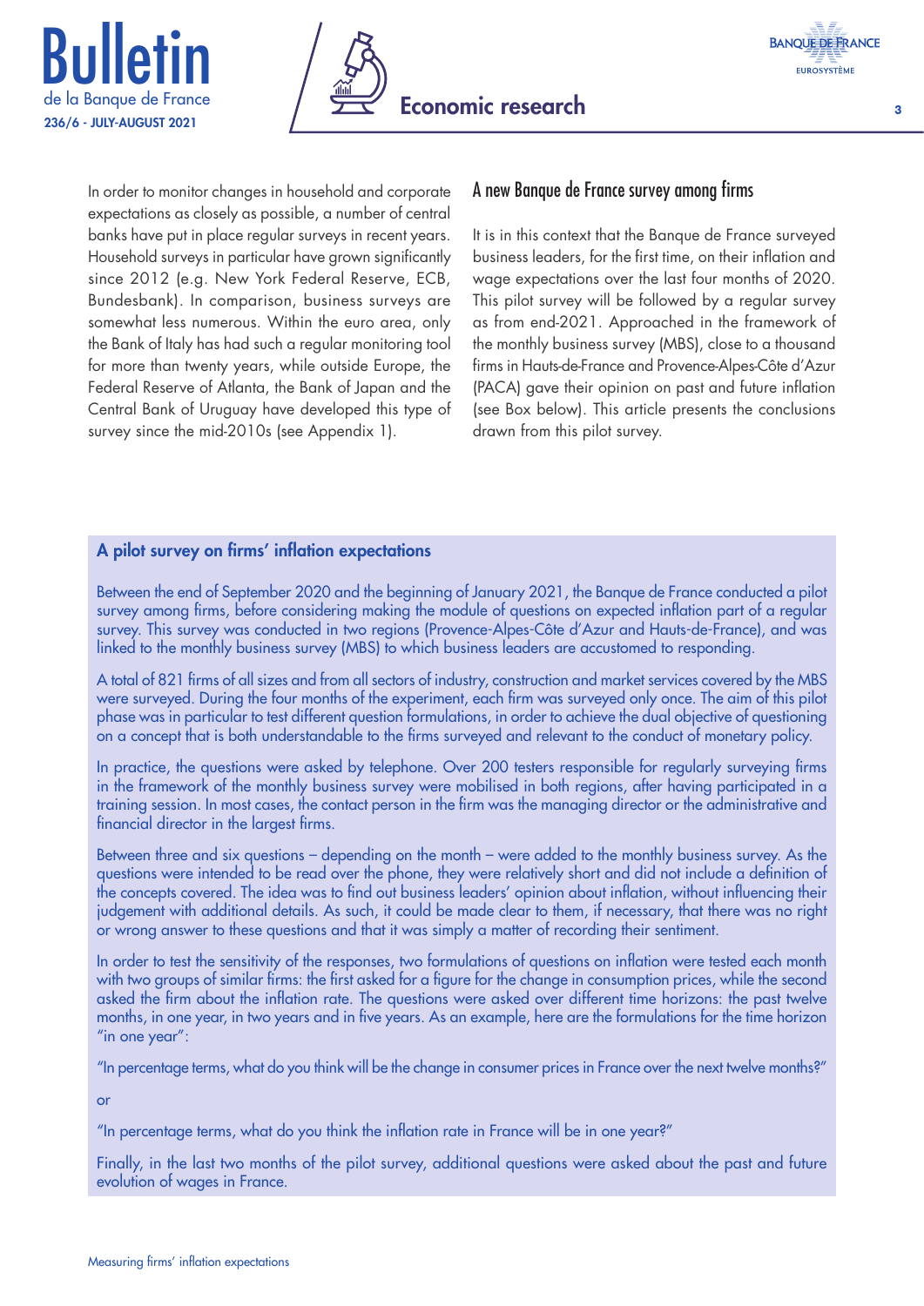In order to monitor changes in household and corporate expectations as closely as possible, a number of central banks have put in place regular surveys in recent years. Household surveys in particular have grown significantly since 2012 (e.g. New York Federal Reserve, ECB, Bundesbank). In comparison, business surveys are somewhat less numerous. Within the euro area, only the Bank of Italy has had such a regular monitoring tool for more than twenty years, while outside Europe, the Federal Reserve of Atlanta, the Bank of Japan and the Central Bank of Uruguay have developed this type of survey since the mid-2010s (see Appendix 1).

## A new Banque de France survey among firms

It is in this context that the Banque de France surveyed business leaders, for the first time, on their inflation and wage expectations over the last four months of 2020. This pilot survey will be followed by a regular survey as from end-2021. Approached in the framework of the monthly business survey (MBS), close to a thousand firms in Hauts-de-France and Provence-Alpes-Côte d'Azur (PACA) gave their opinion on past and future inflation (see Box below). This article presents the conclusions drawn from this pilot survey.

### A pilot survey on firms' inflation expectations

Between the end of September 2020 and the beginning of January 2021, the Banque de France conducted a pilot survey among firms, before considering making the module of questions on expected inflation part of a regular survey. This survey was conducted in two regions (Provence-Alpes-Côte d'Azur and Hauts-de-France), and was linked to the monthly business survey (MBS) to which business leaders are accustomed to responding.

A total of 821 firms of all sizes and from all sectors of industry, construction and market services covered by the MBS were surveyed. During the four months of the experiment, each firm was surveyed only once. The aim of this pilot phase was in particular to test different question formulations, in order to achieve the dual objective of questioning on a concept that is both understandable to the firms surveyed and relevant to the conduct of monetary policy.

In practice, the questions were asked by telephone. Over 200 testers responsible for regularly surveying firms in the framework of the monthly business survey were mobilised in both regions, after having participated in a training session. In most cases, the contact person in the firm was the managing director or the administrative and financial director in the largest firms.

Between three and six questions – depending on the month – were added to the monthly business survey. As the questions were intended to be read over the phone, they were relatively short and did not include a definition of the concepts covered. The idea was to find out business leaders' opinion about inflation, without influencing their judgement with additional details. As such, it could be made clear to them, if necessary, that there was no right or wrong answer to these questions and that it was simply a matter of recording their sentiment.

In order to test the sensitivity of the responses, two formulations of questions on inflation were tested each month with two groups of similar firms: the first asked for a figure for the change in consumption prices, while the second asked the firm about the inflation rate. The questions were asked over different time horizons: the past twelve months, in one year, in two years and in five years. As an example, here are the formulations for the time horizon "in one year":

"In percentage terms, what do you think will be the change in consumer prices in France over the next twelve months?"

or

"In percentage terms, what do you think the inflation rate in France will be in one year?"

Finally, in the last two months of the pilot survey, additional questions were asked about the past and future evolution of wages in France.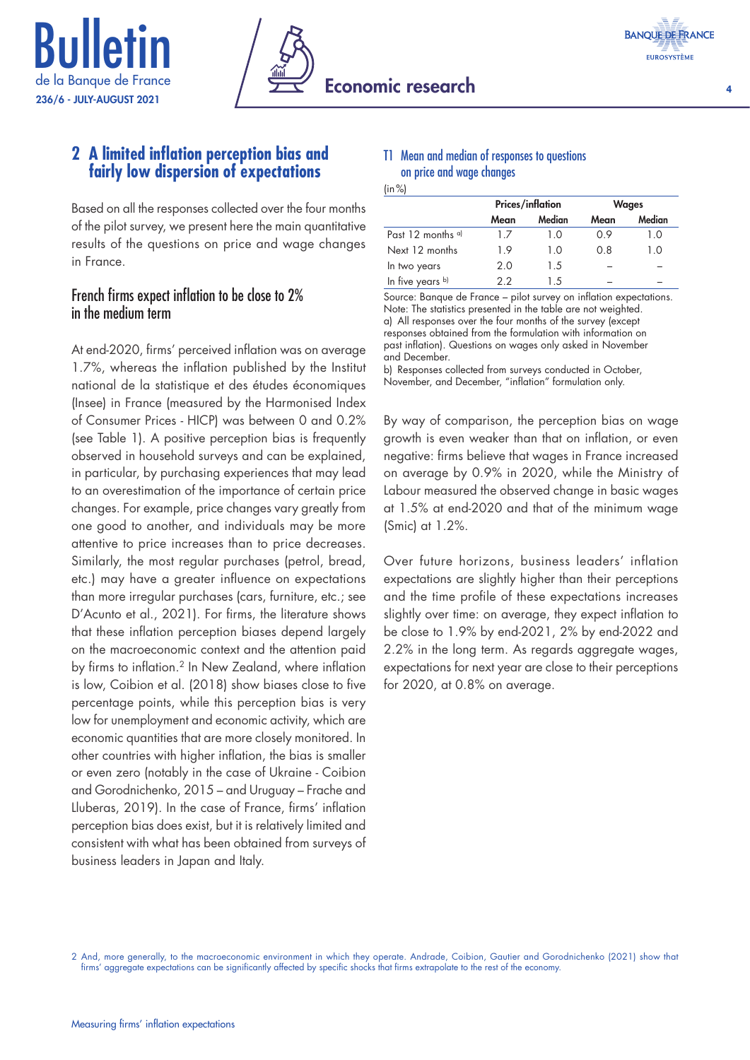## 2 A limited inflation perception bias and fairly low dispersion of expectations

Based on all the responses collected over the four months of the pilot survey, we present here the main quantitative results of the questions on price and wage changes in France.

### French firms expect inflation to be close to 2% in the medium term

At end-2020, firms' perceived inflation was on average 1.7%, whereas the inflation published by the Institut national de la statistique et des études économiques (Insee) in France (measured by the Harmonised Index of Consumer Prices - HICP) was between 0 and 0.2% (see Table 1). A positive perception bias is frequently observed in household surveys and can be explained, in particular, by purchasing experiences that may lead to an overestimation of the importance of certain price changes. For example, price changes vary greatly from one good to another, and individuals may be more attentive to price increases than to price decreases. Similarly, the most regular purchases (petrol, bread, etc.) may have a greater influence on expectations than more irregular purchases (cars, furniture, etc.; see D'Acunto et al., 2021). For firms, the literature shows that these inflation perception biases depend largely on the macroeconomic context and the attention paid by firms to inflation.[2] In New Zealand, where inflation is low, Coibion et al. (2018) show biases close to five percentage points, while this perception bias is very low for unemployment and economic activity, which are economic quantities that are more closely monitored. In other countries with higher inflation, the bias is smaller or even zero (notably in the case of Ukraine - Coibion and Gorodnichenko, 2015 – and Uruguay – Frache and Lluberas, 2019). In the case of France, firms' inflation perception bias does exist, but it is relatively limited and consistent with what has been obtained from surveys of business leaders in Japan and Italy.

**T1 Mean and median of responses to questions on price and wage changes**

(in %)

| | Prices/inflation | | Wages | |
|---|---|---|---|---|
| | Mean | Median | Mean | Median |
| Past 12 months [a] | 1.7 | 1.0 | 0.9 | 1.0 |
| Next 12 months | 1.9 | 1.0 | 0.8 | 1.0 |
| In two years | 2.0 | 1.5 | – | – |
| In five years [b] | 2.2 | 1.5 | – | – |

Source: Banque de France – pilot survey on inflation expectations.
Note: The statistics presented in the table are not weighted.
a) All responses over the four months of the survey (except responses obtained from the formulation with information on past inflation). Questions on wages only asked in November and December.
b) Responses collected from surveys conducted in October, November, and December, "inflation" formulation only.

By way of comparison, the perception bias on wage growth is even weaker than that on inflation, or even negative: firms believe that wages in France increased on average by 0.9% in 2020, while the Ministry of Labour measured the observed change in basic wages at 1.5% at end-2020 and that of the minimum wage (Smic) at 1.2%.

Over future horizons, business leaders' inflation expectations are slightly higher than their perceptions and the time profile of these expectations increases slightly over time: on average, they expect inflation to be close to 1.9% by end-2021, 2% by end-2022 and 2.2% in the long term. As regards aggregate wages, expectations for next year are close to their perceptions for 2020, at 0.8% on average.

2 And, more generally, to the macroeconomic environment in which they operate. Andrade, Coibion, Gautier and Gorodnichenko (2021) show that firms' aggregate expectations can be significantly affected by specific shocks that firms extrapolate to the rest of the economy.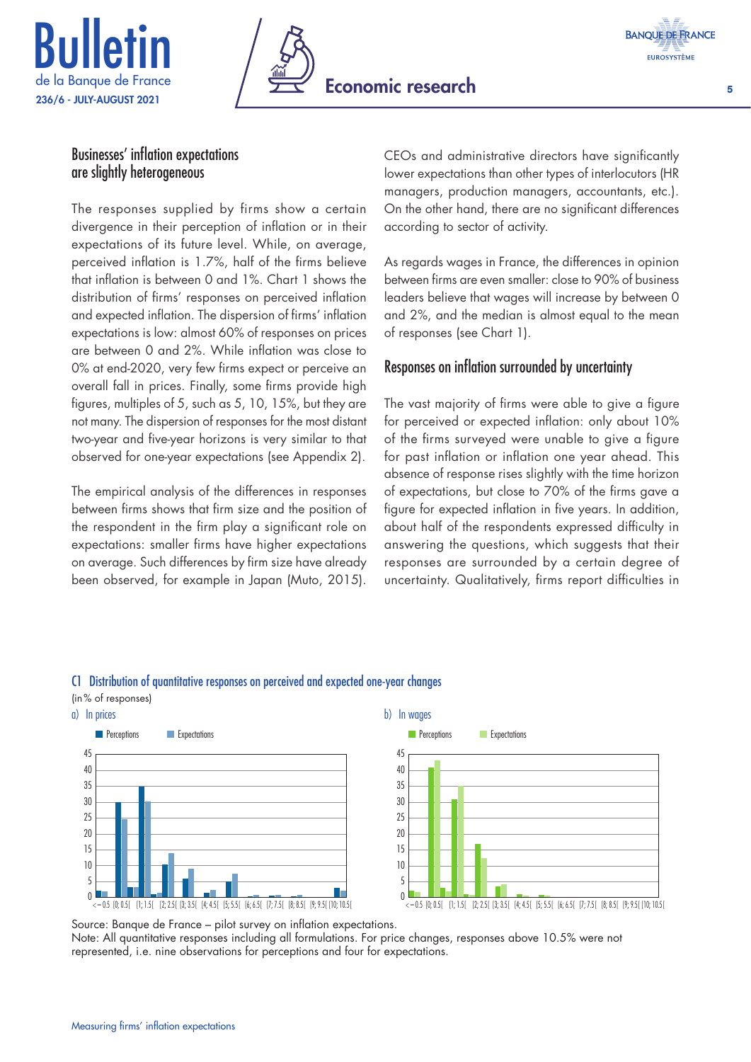## Businesses' inflation expectations are slightly heterogeneous

The responses supplied by firms show a certain divergence in their perception of inflation or in their expectations of its future level. While, on average, perceived inflation is 1.7%, half of the firms believe that inflation is between 0 and 1%. Chart 1 shows the distribution of firms' responses on perceived inflation and expected inflation. The dispersion of firms' inflation expectations is low: almost 60% of responses on prices are between 0 and 2%. While inflation was close to 0% at end-2020, very few firms expect or perceive an overall fall in prices. Finally, some firms provide high figures, multiples of 5, such as 5, 10, 15%, but they are not many. The dispersion of responses for the most distant two-year and five-year horizons is very similar to that observed for one-year expectations (see Appendix 2).

The empirical analysis of the differences in responses between firms shows that firm size and the position of the respondent in the firm play a significant role on expectations: smaller firms have higher expectations on average. Such differences by firm size have already been observed, for example in Japan (Muto, 2015). CEOs and administrative directors have significantly lower expectations than other types of interlocutors (HR managers, production managers, accountants, etc.). On the other hand, there are no significant differences according to sector of activity.

As regards wages in France, the differences in opinion between firms are even smaller: close to 90% of business leaders believe that wages will increase by between 0 and 2%, and the median is almost equal to the mean of responses (see Chart 1).

## Responses on inflation surrounded by uncertainty

The vast majority of firms were able to give a figure for perceived or expected inflation: only about 10% of the firms surveyed were unable to give a figure for past inflation or inflation one year ahead. This absence of response rises slightly with the time horizon of expectations, but close to 70% of the firms gave a figure for expected inflation in five years. In addition, about half of the respondents expressed difficulty in answering the questions, which suggests that their responses are surrounded by a certain degree of uncertainty. Qualitatively, firms report difficulties in

### C1 Distribution of quantitative responses on perceived and expected one-year changes

(in % of responses)

a) In prices

b) In wages

Source: Banque de France – pilot survey on inflation expectations.
Note: All quantitative responses including all formulations. For price changes, responses above 10.5% were not represented, i.e. nine observations for perceptions and four for expectations.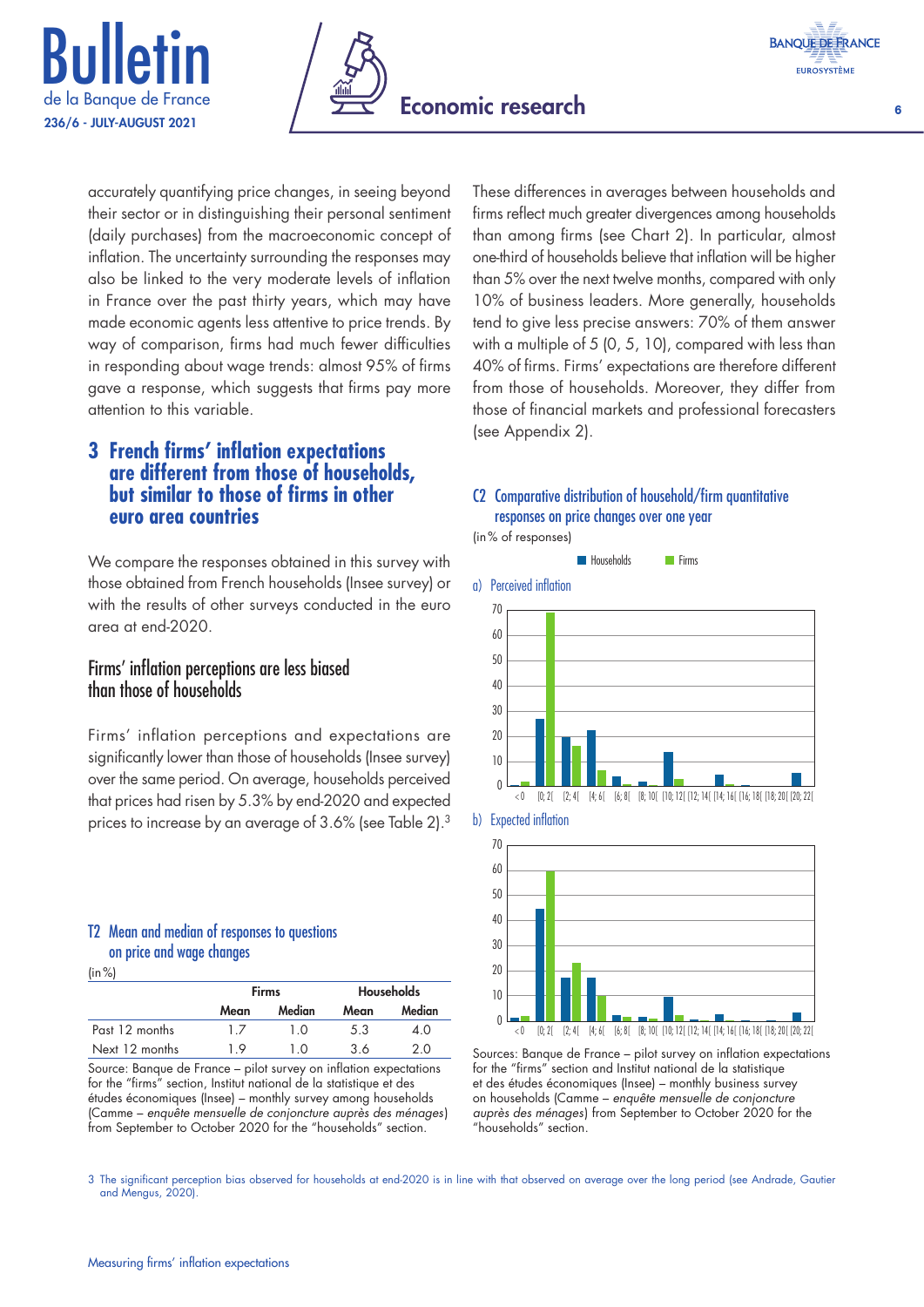accurately quantifying price changes, in seeing beyond their sector or in distinguishing their personal sentiment (daily purchases) from the macroeconomic concept of inflation. The uncertainty surrounding the responses may also be linked to the very moderate levels of inflation in France over the past thirty years, which may have made economic agents less attentive to price trends. By way of comparison, firms had much fewer difficulties in responding about wage trends: almost 95% of firms gave a response, which suggests that firms pay more attention to this variable.

## 3 French firms' inflation expectations are different from those of households, but similar to those of firms in other euro area countries

We compare the responses obtained in this survey with those obtained from French households (Insee survey) or with the results of other surveys conducted in the euro area at end-2020.

### Firms' inflation perceptions are less biased than those of households

Firms' inflation perceptions and expectations are significantly lower than those of households (Insee survey) over the same period. On average, households perceived that prices had risen by 5.3% by end-2020 and expected prices to increase by an average of 3.6% (see Table 2).[3]

**T2 Mean and median of responses to questions on price and wage changes**

(in %)

| | Firms | | Households | |
|---|---|---|---|---|
| | Mean | Median | Mean | Median |
| Past 12 months | 1.7 | 1.0 | 5.3 | 4.0 |
| Next 12 months | 1.9 | 1.0 | 3.6 | 2.0 |

Source: Banque de France – pilot survey on inflation expectations for the "firms" section, Institut national de la statistique et des études économiques (Insee) – monthly survey among households (Camme – *enquête mensuelle de conjoncture auprès des ménages*) from September to October 2020 for the "households" section.

These differences in averages between households and firms reflect much greater divergences among households than among firms (see Chart 2). In particular, almost one-third of households believe that inflation will be higher than 5% over the next twelve months, compared with only 10% of business leaders. More generally, households tend to give less precise answers: 70% of them answer with a multiple of 5 (0, 5, 10), compared with less than 40% of firms. Firms' expectations are therefore different from those of households. Moreover, they differ from those of financial markets and professional forecasters (see Appendix 2).

**C2 Comparative distribution of household/firm quantitative responses on price changes over one year**

(in % of responses)

Households / Firms

a) Perceived inflation

b) Expected inflation

Sources: Banque de France – pilot survey on inflation expectations for the "firms" section and Institut national de la statistique et des études économiques (Insee) – monthly business survey on households (Camme – *enquête mensuelle de conjoncture auprès des ménages*) from September to October 2020 for the "households" section.

3 The significant perception bias observed for households at end-2020 is in line with that observed on average over the long period (see Andrade, Gautier and Mengus, 2020).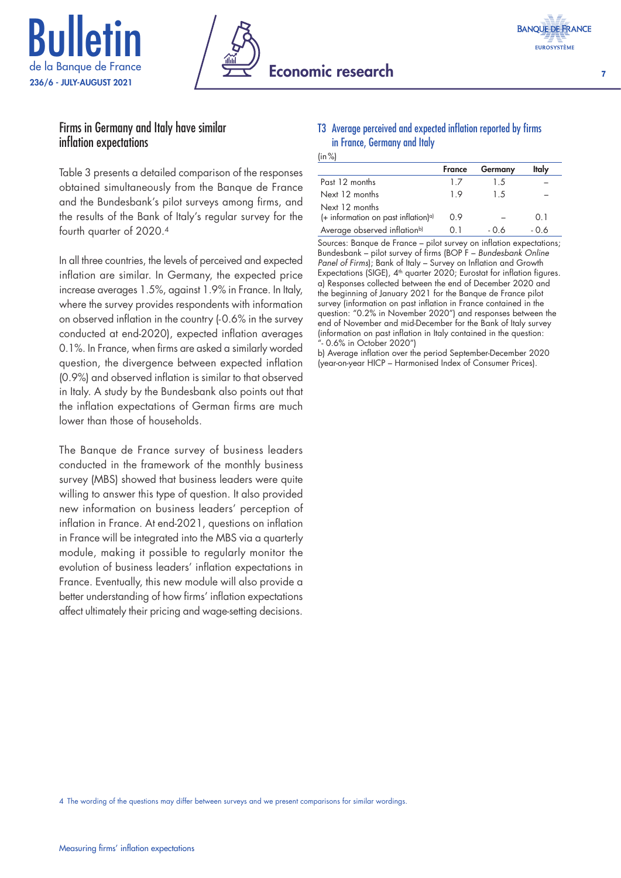## Firms in Germany and Italy have similar inflation expectations

Table 3 presents a detailed comparison of the responses obtained simultaneously from the Banque de France and the Bundesbank's pilot surveys among firms, and the results of the Bank of Italy's regular survey for the fourth quarter of 2020.[4]

In all three countries, the levels of perceived and expected inflation are similar. In Germany, the expected price increase averages 1.5%, against 1.9% in France. In Italy, where the survey provides respondents with information on observed inflation in the country (-0.6% in the survey conducted at end-2020), expected inflation averages 0.1%. In France, when firms are asked a similarly worded question, the divergence between expected inflation (0.9%) and observed inflation is similar to that observed in Italy. A study by the Bundesbank also points out that the inflation expectations of German firms are much lower than those of households.

The Banque de France survey of business leaders conducted in the framework of the monthly business survey (MBS) showed that business leaders were quite willing to answer this type of question. It also provided new information on business leaders' perception of inflation in France. At end-2021, questions on inflation in France will be integrated into the MBS via a quarterly module, making it possible to regularly monitor the evolution of business leaders' inflation expectations in France. Eventually, this new module will also provide a better understanding of how firms' inflation expectations affect ultimately their pricing and wage-setting decisions.

### T3 Average perceived and expected inflation reported by firms in France, Germany and Italy

(in %)

| | France | Germany | Italy |
|---|---|---|---|
| Past 12 months | 1.7 | 1.5 | – |
| Next 12 months | 1.9 | 1.5 | – |
| Next 12 months (+ information on past inflation)[a)] | 0.9 | – | 0.1 |
| Average observed inflation[b)] | 0.1 | - 0.6 | - 0.6 |

Sources: Banque de France – pilot survey on inflation expectations; Bundesbank – pilot survey of firms (BOP F – *Bundesbank Online Panel of Firms*); Bank of Italy – Survey on Inflation and Growth Expectations (SIGE), 4th quarter 2020; Eurostat for inflation figures.
a) Responses collected between the end of December 2020 and the beginning of January 2021 for the Banque de France pilot survey (information on past inflation in France contained in the question: "0.2% in November 2020") and responses between the end of November and mid-December for the Bank of Italy survey (information on past inflation in Italy contained in the question: "- 0.6% in October 2020")
b) Average inflation over the period September-December 2020 (year-on-year HICP – Harmonised Index of Consumer Prices).

4 The wording of the questions may differ between surveys and we present comparisons for similar wordings.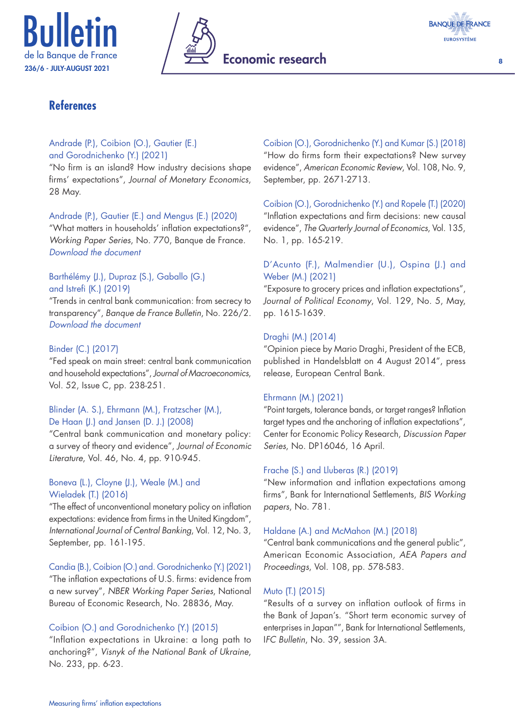## References

Andrade (P.), Coibion (O.), Gautier (E.) and Gorodnichenko (Y.) (2021)
"No firm is an island? How industry decisions shape firms' expectations", *Journal of Monetary Economics*, 28 May.

Andrade (P.), Gautier (E.) and Mengus (E.) (2020)
"What matters in households' inflation expectations?", *Working Paper Series*, No. 770, Banque de France.
*Download the document*

Barthélémy (J.), Dupraz (S.), Gaballo (G.) and Istrefi (K.) (2019)
"Trends in central bank communication: from secrecy to transparency", *Banque de France Bulletin*, No. 226/2.
*Download the document*

Binder (C.) (2017)
"Fed speak on main street: central bank communication and household expectations", *Journal of Macroeconomics*, Vol. 52, Issue C, pp. 238-251.

Blinder (A. S.), Ehrmann (M.), Fratzscher (M.), De Haan (J.) and Jansen (D. J.) (2008)
"Central bank communication and monetary policy: a survey of theory and evidence", *Journal of Economic Literature*, Vol. 46, No. 4, pp. 910-945.

Boneva (L.), Cloyne (J.), Weale (M.) and Wieladek (T.) (2016)
"The effect of unconventional monetary policy on inflation expectations: evidence from firms in the United Kingdom", *International Journal of Central Banking*, Vol. 12, No. 3, September, pp. 161-195.

Candia (B.), Coibion (O.) and. Gorodnichenko (Y.) (2021)
"The inflation expectations of U.S. firms: evidence from a new survey", *NBER Working Paper Series*, National Bureau of Economic Research, No. 28836, May.

Coibion (O.) and Gorodnichenko (Y.) (2015)
"Inflation expectations in Ukraine: a long path to anchoring?", *Visnyk of the National Bank of Ukraine*, No. 233, pp. 6-23.

Coibion (O.), Gorodnichenko (Y.) and Kumar (S.) (2018)
"How do firms form their expectations? New survey evidence", *American Economic Review*, Vol. 108, No. 9, September, pp. 2671-2713.

Coibion (O.), Gorodnichenko (Y.) and Ropele (T.) (2020)
"Inflation expectations and firm decisions: new causal evidence", *The Quarterly Journal of Economics*, Vol. 135, No. 1, pp. 165-219.

D'Acunto (F.), Malmendier (U.), Ospina (J.) and Weber (M.) (2021)
"Exposure to grocery prices and inflation expectations", *Journal of Political Economy*, Vol. 129, No. 5, May, pp. 1615-1639.

Draghi (M.) (2014)
"Opinion piece by Mario Draghi, President of the ECB, published in Handelsblatt on 4 August 2014", press release, European Central Bank.

Ehrmann (M.) (2021)
"Point targets, tolerance bands, or target ranges? Inflation target types and the anchoring of inflation expectations", Center for Economic Policy Research, *Discussion Paper Series*, No. DP16046, 16 April.

Frache (S.) and Lluberas (R.) (2019)
"New information and inflation expectations among firms", Bank for International Settlements, *BIS Working papers*, No. 781.

Haldane (A.) and McMahon (M.) (2018)
"Central bank communications and the general public", American Economic Association, *AEA Papers and Proceedings*, Vol. 108, pp. 578-583.

Muto (T.) (2015)
"Results of a survey on inflation outlook of firms in the Bank of Japan's. "Short term economic survey of enterprises in Japan"", Bank for International Settlements, *IFC Bulletin*, No. 39, session 3A.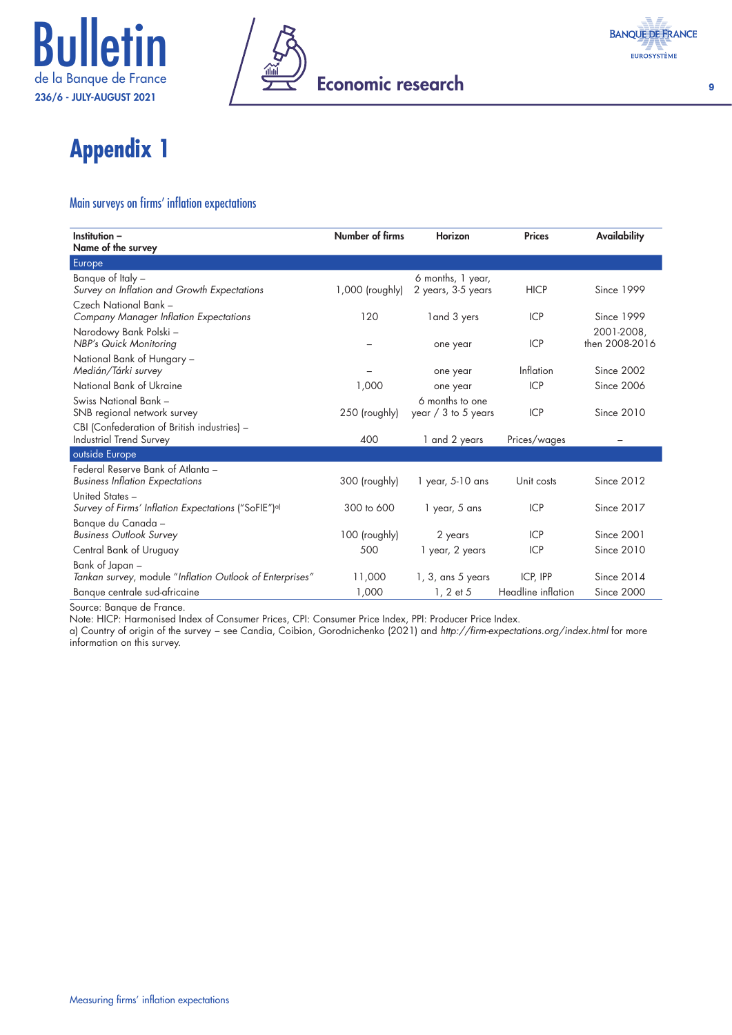# Appendix 1

## Main surveys on firms' inflation expectations

| Institution – Name of the survey | Number of firms | Horizon | Prices | Availability |
|---|---|---|---|---|
| **Europe** | | | | |
| Banque of Italy – *Survey on Inflation and Growth Expectations* | 1,000 (roughly) | 6 months, 1 year, 2 years, 3-5 years | HICP | Since 1999 |
| Czech National Bank – *Company Manager Inflation Expectations* | 120 | 1and 3 yers | ICP | Since 1999 |
| Narodowy Bank Polski – *NBP's Quick Monitoring* | – | one year | ICP | 2001-2008, then 2008-2016 |
| National Bank of Hungary – *Medián/Tárki survey* | – | one year | Inflation | Since 2002 |
| National Bank of Ukraine | 1,000 | one year | ICP | Since 2006 |
| Swiss National Bank – SNB regional network survey | 250 (roughly) | 6 months to one year / 3 to 5 years | ICP | Since 2010 |
| CBI (Confederation of British industries) – Industrial Trend Survey | 400 | 1 and 2 years | Prices/wages | – |
| **outside Europe** | | | | |
| Federal Reserve Bank of Atlanta – *Business Inflation Expectations* | 300 (roughly) | 1 year, 5-10 ans | Unit costs | Since 2012 |
| United States – *Survey of Firms' Inflation Expectations* ("SoFIE")[a] | 300 to 600 | 1 year, 5 ans | ICP | Since 2017 |
| Banque du Canada – *Business Outlook Survey* | 100 (roughly) | 2 years | ICP | Since 2001 |
| Central Bank of Uruguay | 500 | 1 year, 2 years | ICP | Since 2010 |
| Bank of Japan – *Tankan survey*, module "*Inflation Outlook of Enterprises*" | 11,000 | 1, 3, ans 5 years | ICP, IPP | Since 2014 |
| Banque centrale sud-africaine | 1,000 | 1, 2 et 5 | Headline inflation | Since 2000 |

Source: Banque de France.
Note: HICP: Harmonised Index of Consumer Prices, CPI: Consumer Price Index, PPI: Producer Price Index.
a) Country of origin of the survey – see Candia, Coibion, Gorodnichenko (2021) and *http://firm-expectations.org/index.html* for more information on this survey.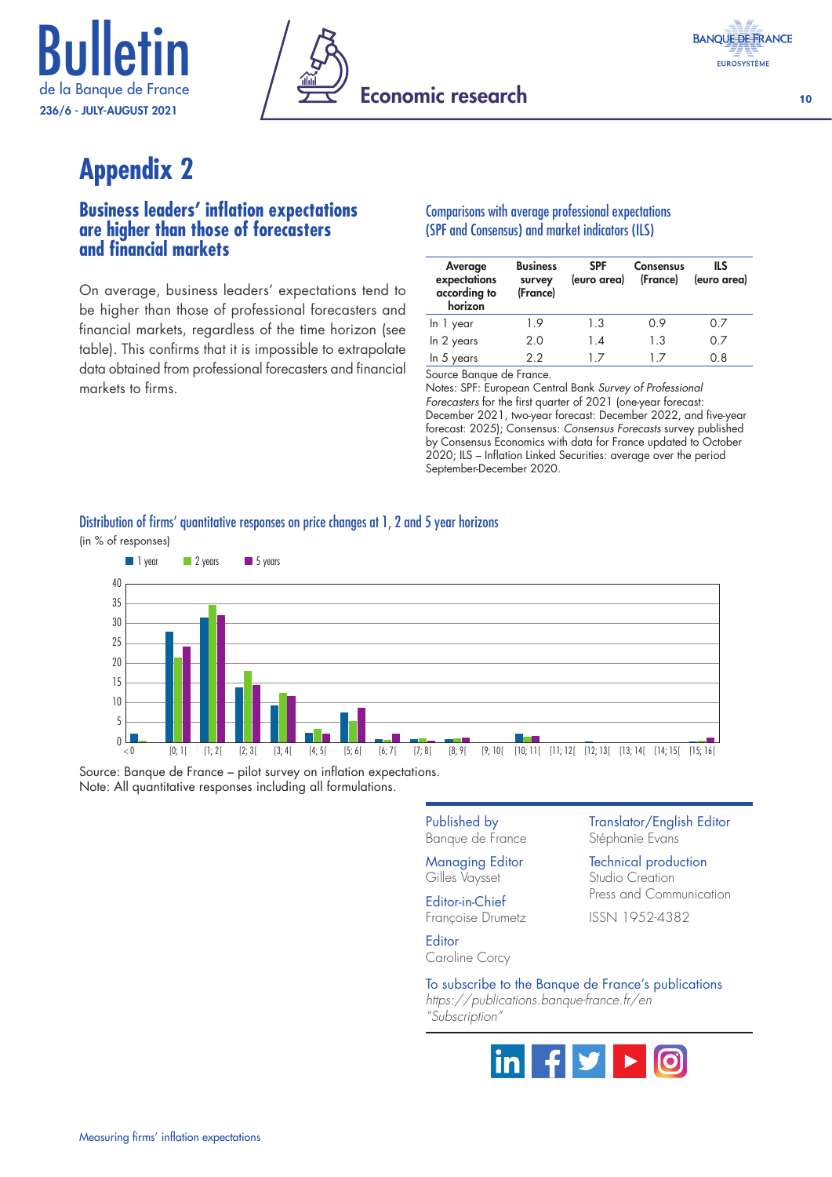# Appendix 2

## Business leaders' inflation expectations are higher than those of forecasters and financial markets

On average, business leaders' expectations tend to be higher than those of professional forecasters and financial markets, regardless of the time horizon (see table). This confirms that it is impossible to extrapolate data obtained from professional forecasters and financial markets to firms.

### Comparisons with average professional expectations (SPF and Consensus) and market indicators (ILS)

| Average expectations according to horizon | Business survey (France) | SPF (euro area) | Consensus (France) | ILS (euro area) |
|---|---|---|---|---|
| In 1 year | 1.9 | 1.3 | 0.9 | 0.7 |
| In 2 years | 2.0 | 1.4 | 1.3 | 0.7 |
| In 5 years | 2.2 | 1.7 | 1.7 | 0.8 |

Source Banque de France.
Notes: SPF: European Central Bank *Survey of Professional Forecasters* for the first quarter of 2021 (one-year forecast: December 2021, two-year forecast: December 2022, and five-year forecast: 2025); Consensus: *Consensus Forecasts* survey published by Consensus Economics with data for France updated to October 2020; ILS – Inflation Linked Securities: average over the period September-December 2020.

### Distribution of firms' quantitative responses on price changes at 1, 2 and 5 year horizons

(in % of responses)

1 year
2 years
5 years

40
35
30
25
20
15
10
5
0

< 0
[0; 1[
[1; 2[
[2; 3[
[3; 4[
[4; 5[
[5; 6[
[6; 7[
[7; 8[
[8; 9[
[9; 10[
[10; 11[
[11; 12[
[12; 13[
[13; 14[
[14; 15[
[15; 16[

Source: Banque de France – pilot survey on inflation expectations.
Note: All quantitative responses including all formulations.

Published by
Banque de France

Managing Editor
Gilles Vaysset

Editor-in-Chief
Françoise Drumetz

Editor
Caroline Corcy

Translator/English Editor
Stéphanie Evans

Technical production
Studio Creation
Press and Communication

ISSN 1952-4382

To subscribe to the Banque de France's publications
*https://publications.banque-france.fr/en "Subscription"*